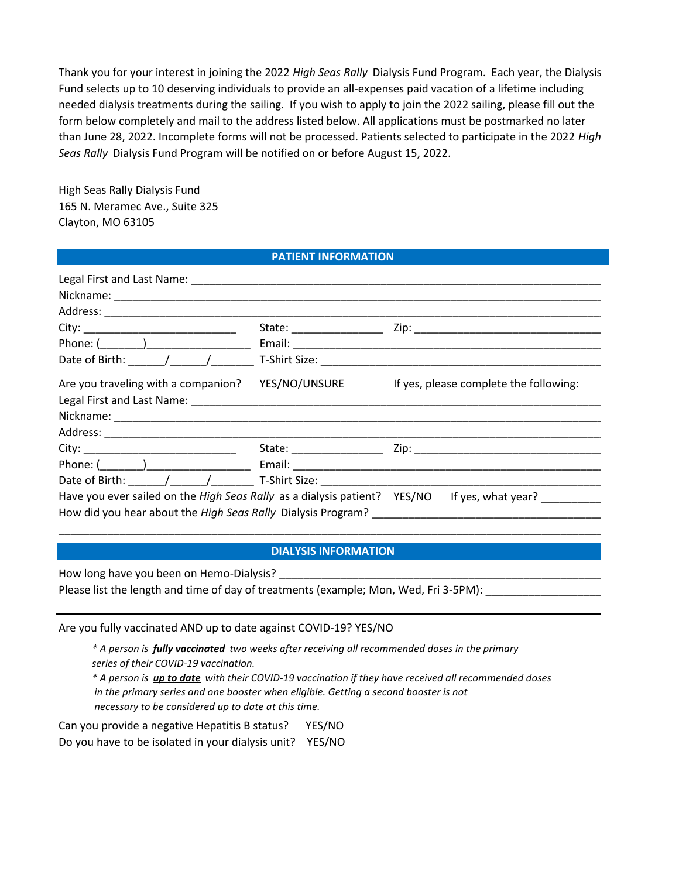Thank you for your interest in joining the 2022 *High Seas Rally* Dialysis Fund Program. Each year, the Dialysis Fund selects up to 10 deserving individuals to provide an all-expenses paid vacation of a lifetime including needed dialysis treatments during the sailing. If you wish to apply to join the 2022 sailing, please fill out the form below completely and mail to the address listed below. All applications must be postmarked no later than June 28, 2022. Incomplete forms will not be processed. Patients selected to participate in the 2022 *High Seas Rally* Dialysis Fund Program will be notified on or before August 15, 2022.

High Seas Rally Dialysis Fund
165 N. Meramec Ave., Suite 325
Clayton, MO 63105

## PATIENT INFORMATION

Legal First and Last Name: ______________________________________________

Nickname: ______________________________________________

Address: ______________________________________________

City: ____________________ State: ____________ Zip: ________________________

Phone: (______)______________ Email: ________________________________________

Date of Birth: _____/_____/______ T-Shirt Size: ____________________________________

Are you traveling with a companion? YES/NO/UNSURE If yes, please complete the following:

Legal First and Last Name: ______________________________________________

Nickname: ______________________________________________

Address: ______________________________________________

City: ____________________ State: ____________ Zip: ________________________

Phone: (______)______________ Email: ________________________________________

Date of Birth: _____/_____/______ T-Shirt Size: ____________________________________

Have you ever sailed on the *High Seas Rally* as a dialysis patient? YES/NO If yes, what year? ________

How did you hear about the *High Seas Rally* Dialysis Program? ______________________________

______________________________________________________________________

## DIALYSIS INFORMATION

How long have you been on Hemo-Dialysis? ______________________________________________

Please list the length and time of day of treatments (example; Mon, Wed, Fri 3-5PM): ______________

---

Are you fully vaccinated AND up to date against COVID-19? YES/NO

> *\* A person is **fully vaccinated** two weeks after receiving all recommended doses in the primary series of their COVID-19 vaccination.*
>
> *\* A person is **up to date** with their COVID-19 vaccination if they have received all recommended doses in the primary series and one booster when eligible. Getting a second booster is not necessary to be considered up to date at this time.*

Can you provide a negative Hepatitis B status? YES/NO

Do you have to be isolated in your dialysis unit? YES/NO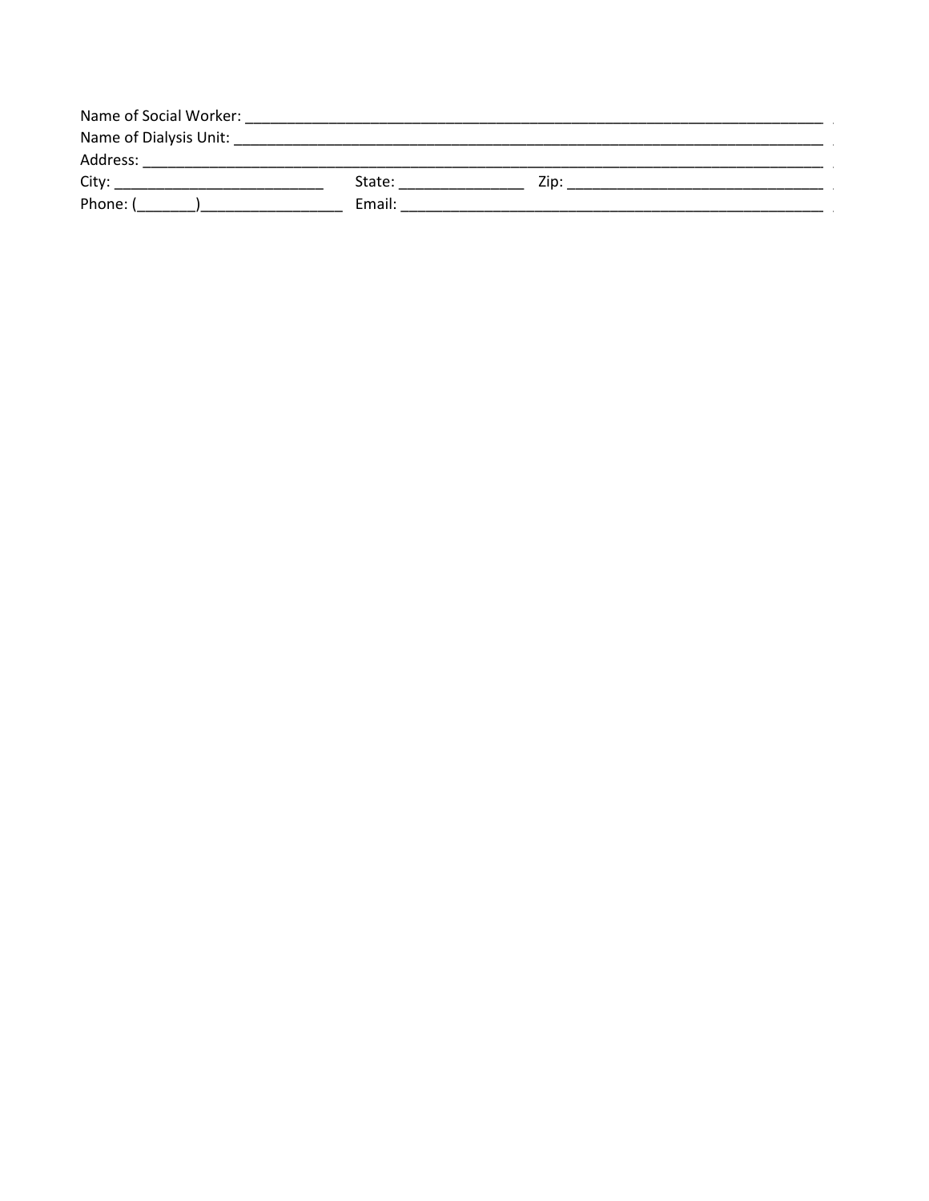Name of Social Worker: ___________________________________________________________________________

Name of Dialysis Unit: ___________________________________________________________________________

Address: ______________________________________________________________________________________

City: ___________________________ State: ________________ Zip: ________________________________

Phone: (________)__________________ Email: ________________________________________________________